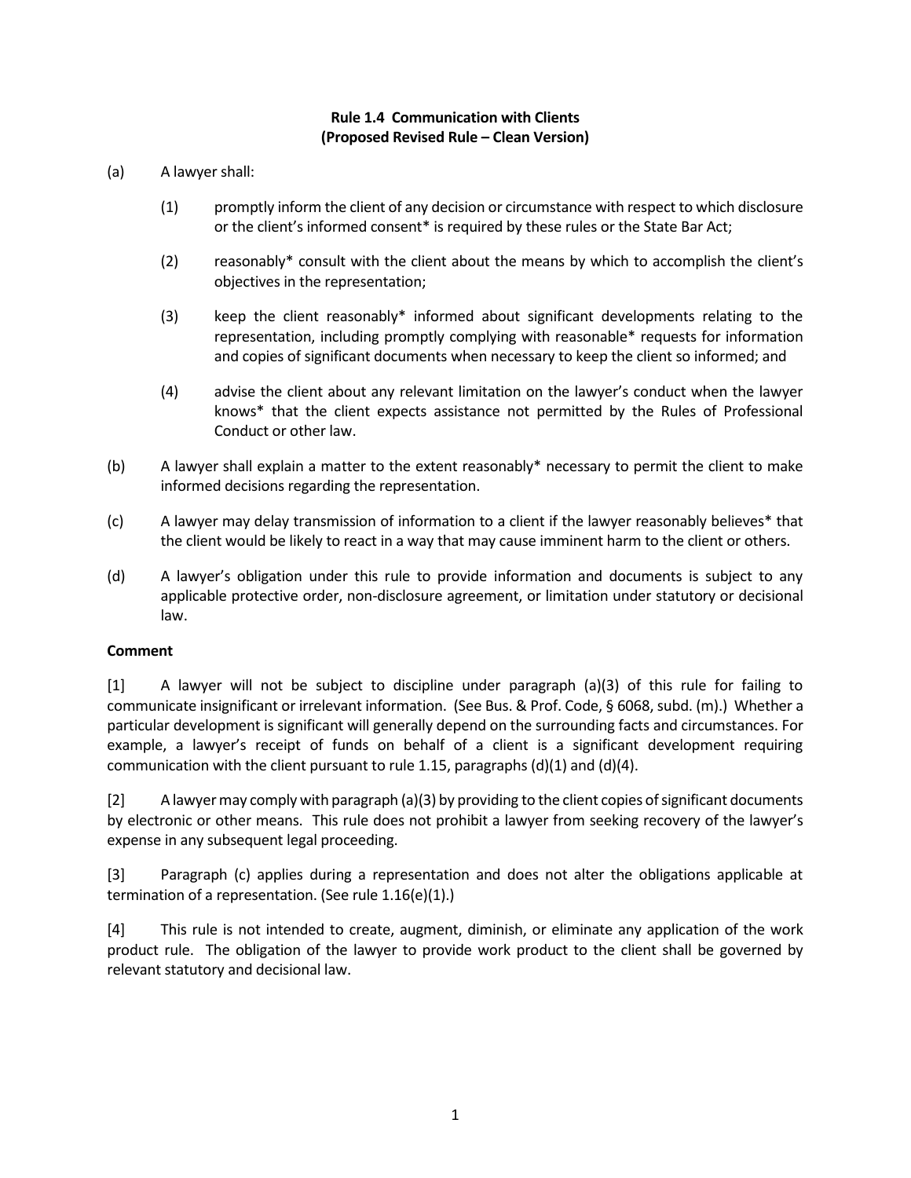**Rule 1.4 Communication with Clients**
**(Proposed Revised Rule – Clean Version)**

(a) A lawyer shall:

(1) promptly inform the client of any decision or circumstance with respect to which disclosure or the client's informed consent* is required by these rules or the State Bar Act;

(2) reasonably* consult with the client about the means by which to accomplish the client's objectives in the representation;

(3) keep the client reasonably* informed about significant developments relating to the representation, including promptly complying with reasonable* requests for information and copies of significant documents when necessary to keep the client so informed; and

(4) advise the client about any relevant limitation on the lawyer's conduct when the lawyer knows* that the client expects assistance not permitted by the Rules of Professional Conduct or other law.

(b) A lawyer shall explain a matter to the extent reasonably* necessary to permit the client to make informed decisions regarding the representation.

(c) A lawyer may delay transmission of information to a client if the lawyer reasonably believes* that the client would be likely to react in a way that may cause imminent harm to the client or others.

(d) A lawyer's obligation under this rule to provide information and documents is subject to any applicable protective order, non-disclosure agreement, or limitation under statutory or decisional law.

**Comment**

[1] A lawyer will not be subject to discipline under paragraph (a)(3) of this rule for failing to communicate insignificant or irrelevant information. (See Bus. & Prof. Code, § 6068, subd. (m).) Whether a particular development is significant will generally depend on the surrounding facts and circumstances. For example, a lawyer's receipt of funds on behalf of a client is a significant development requiring communication with the client pursuant to rule 1.15, paragraphs (d)(1) and (d)(4).

[2] A lawyer may comply with paragraph (a)(3) by providing to the client copies of significant documents by electronic or other means. This rule does not prohibit a lawyer from seeking recovery of the lawyer's expense in any subsequent legal proceeding.

[3] Paragraph (c) applies during a representation and does not alter the obligations applicable at termination of a representation. (See rule 1.16(e)(1).)

[4] This rule is not intended to create, augment, diminish, or eliminate any application of the work product rule. The obligation of the lawyer to provide work product to the client shall be governed by relevant statutory and decisional law.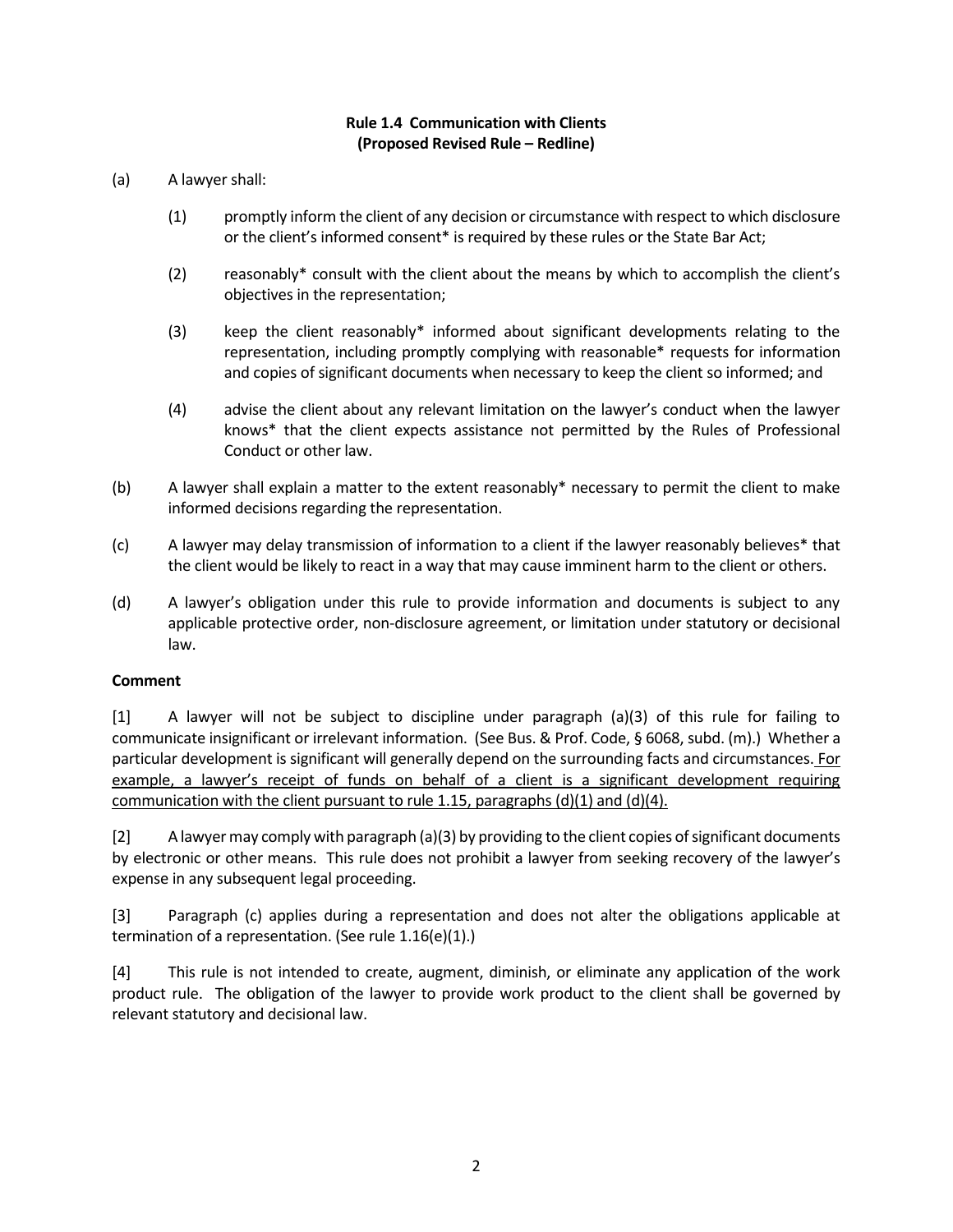**Rule 1.4 Communication with Clients**
**(Proposed Revised Rule – Redline)**

(a) A lawyer shall:

(1) promptly inform the client of any decision or circumstance with respect to which disclosure or the client's informed consent* is required by these rules or the State Bar Act;

(2) reasonably* consult with the client about the means by which to accomplish the client's objectives in the representation;

(3) keep the client reasonably* informed about significant developments relating to the representation, including promptly complying with reasonable* requests for information and copies of significant documents when necessary to keep the client so informed; and

(4) advise the client about any relevant limitation on the lawyer's conduct when the lawyer knows* that the client expects assistance not permitted by the Rules of Professional Conduct or other law.

(b) A lawyer shall explain a matter to the extent reasonably* necessary to permit the client to make informed decisions regarding the representation.

(c) A lawyer may delay transmission of information to a client if the lawyer reasonably believes* that the client would be likely to react in a way that may cause imminent harm to the client or others.

(d) A lawyer's obligation under this rule to provide information and documents is subject to any applicable protective order, non-disclosure agreement, or limitation under statutory or decisional law.

**Comment**

[1] A lawyer will not be subject to discipline under paragraph (a)(3) of this rule for failing to communicate insignificant or irrelevant information. (See Bus. & Prof. Code, § 6068, subd. (m).) Whether a particular development is significant will generally depend on the surrounding facts and circumstances. <u>For example, a lawyer's receipt of funds on behalf of a client is a significant development requiring communication with the client pursuant to rule 1.15, paragraphs (d)(1) and (d)(4).</u>

[2] A lawyer may comply with paragraph (a)(3) by providing to the client copies of significant documents by electronic or other means. This rule does not prohibit a lawyer from seeking recovery of the lawyer's expense in any subsequent legal proceeding.

[3] Paragraph (c) applies during a representation and does not alter the obligations applicable at termination of a representation. (See rule 1.16(e)(1).)

[4] This rule is not intended to create, augment, diminish, or eliminate any application of the work product rule. The obligation of the lawyer to provide work product to the client shall be governed by relevant statutory and decisional law.